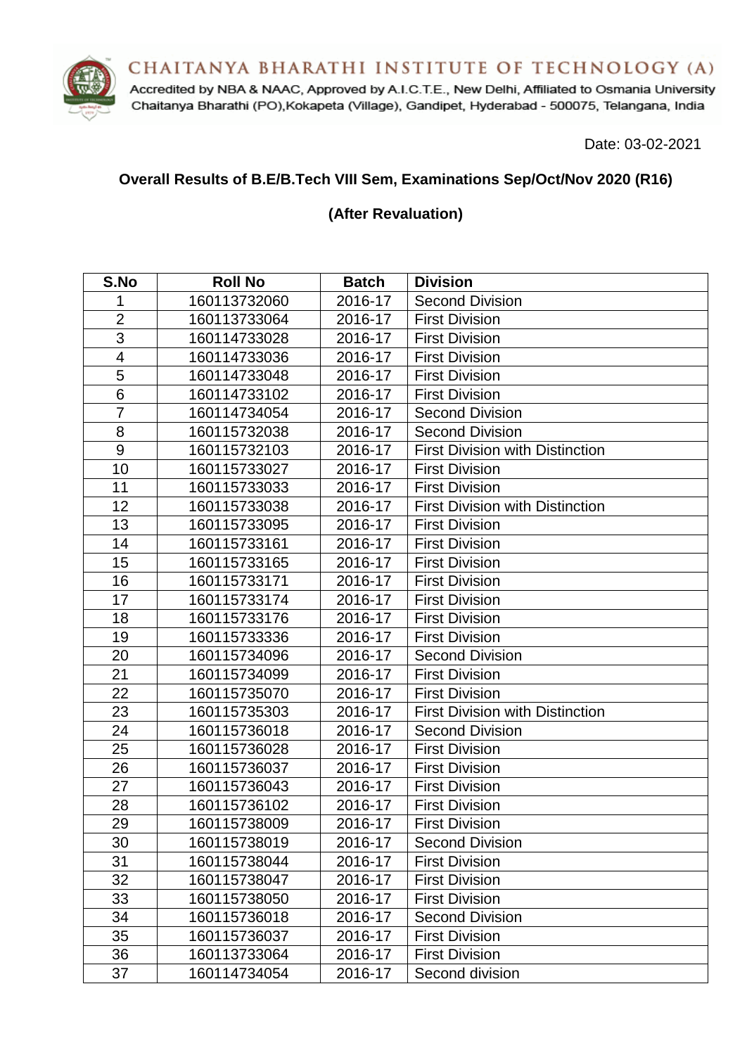CHAITANYA BHARATHI INSTITUTE OF TECHNOLOGY (A)

Accredited by NBA & NAAC, Approved by A.I.C.T.E., New Delhi, Affiliated to Osmania University
Chaitanya Bharathi (PO),Kokapeta (Village), Gandipet, Hyderabad - 500075, Telangana, India

Date: 03-02-2021

**Overall Results of B.E/B.Tech VIII Sem, Examinations Sep/Oct/Nov 2020 (R16)**

**(After Revaluation)**

| S.No | Roll No | Batch | Division |
|---|---|---|---|
| 1 | 160113732060 | 2016-17 | Second Division |
| 2 | 160113733064 | 2016-17 | First Division |
| 3 | 160114733028 | 2016-17 | First Division |
| 4 | 160114733036 | 2016-17 | First Division |
| 5 | 160114733048 | 2016-17 | First Division |
| 6 | 160114733102 | 2016-17 | First Division |
| 7 | 160114734054 | 2016-17 | Second Division |
| 8 | 160115732038 | 2016-17 | Second Division |
| 9 | 160115732103 | 2016-17 | First Division with Distinction |
| 10 | 160115733027 | 2016-17 | First Division |
| 11 | 160115733033 | 2016-17 | First Division |
| 12 | 160115733038 | 2016-17 | First Division with Distinction |
| 13 | 160115733095 | 2016-17 | First Division |
| 14 | 160115733161 | 2016-17 | First Division |
| 15 | 160115733165 | 2016-17 | First Division |
| 16 | 160115733171 | 2016-17 | First Division |
| 17 | 160115733174 | 2016-17 | First Division |
| 18 | 160115733176 | 2016-17 | First Division |
| 19 | 160115733336 | 2016-17 | First Division |
| 20 | 160115734096 | 2016-17 | Second Division |
| 21 | 160115734099 | 2016-17 | First Division |
| 22 | 160115735070 | 2016-17 | First Division |
| 23 | 160115735303 | 2016-17 | First Division with Distinction |
| 24 | 160115736018 | 2016-17 | Second Division |
| 25 | 160115736028 | 2016-17 | First Division |
| 26 | 160115736037 | 2016-17 | First Division |
| 27 | 160115736043 | 2016-17 | First Division |
| 28 | 160115736102 | 2016-17 | First Division |
| 29 | 160115738009 | 2016-17 | First Division |
| 30 | 160115738019 | 2016-17 | Second Division |
| 31 | 160115738044 | 2016-17 | First Division |
| 32 | 160115738047 | 2016-17 | First Division |
| 33 | 160115738050 | 2016-17 | First Division |
| 34 | 160115736018 | 2016-17 | Second Division |
| 35 | 160115736037 | 2016-17 | First Division |
| 36 | 160113733064 | 2016-17 | First Division |
| 37 | 160114734054 | 2016-17 | Second division |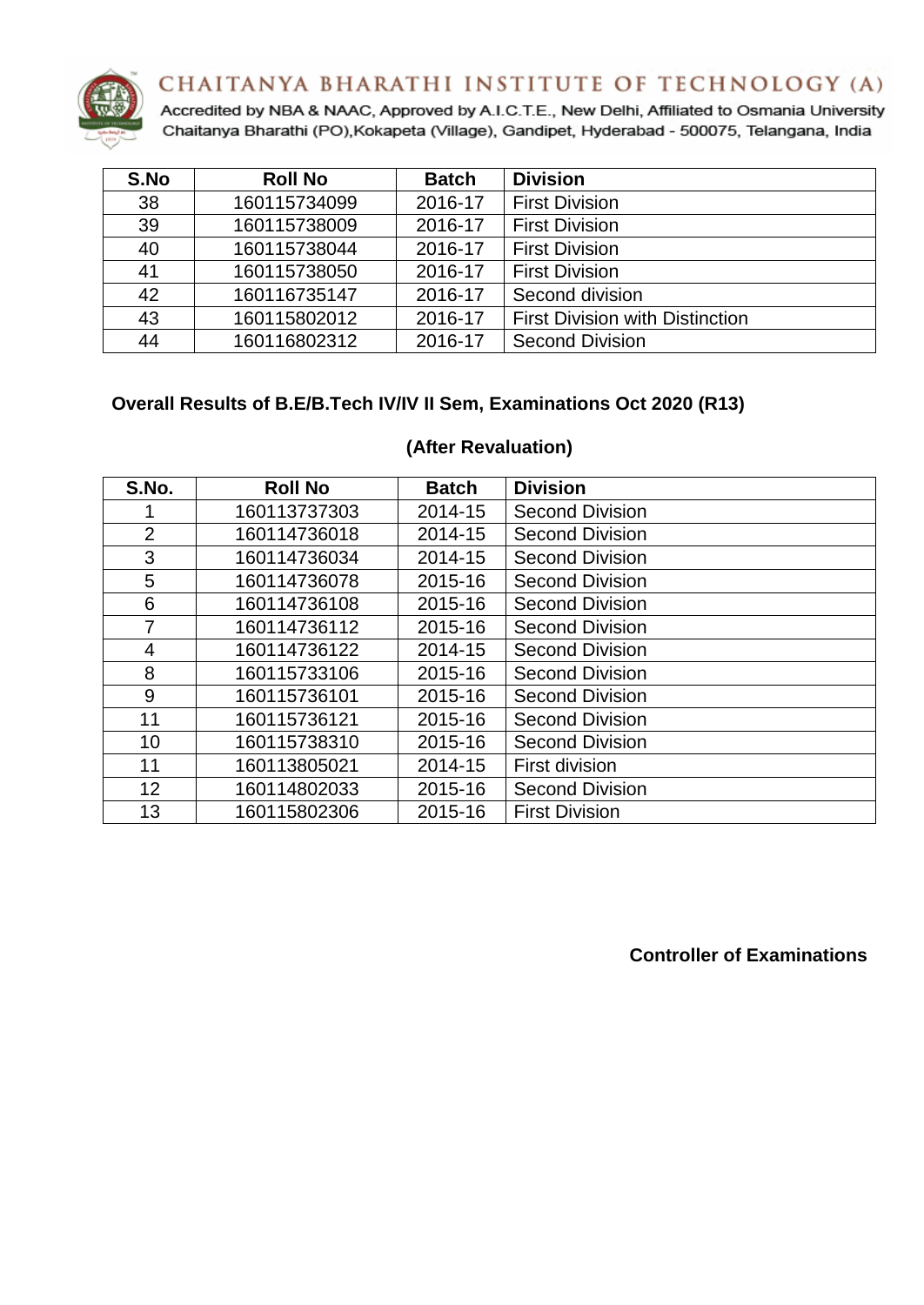| S.No | Roll No | Batch | Division |
|---|---|---|---|
| 38 | 160115734099 | 2016-17 | First Division |
| 39 | 160115738009 | 2016-17 | First Division |
| 40 | 160115738044 | 2016-17 | First Division |
| 41 | 160115738050 | 2016-17 | First Division |
| 42 | 160116735147 | 2016-17 | Second division |
| 43 | 160115802012 | 2016-17 | First Division with Distinction |
| 44 | 160116802312 | 2016-17 | Second Division |

## Overall Results of B.E/B.Tech IV/IV II Sem, Examinations Oct 2020 (R13)

### (After Revaluation)

| S.No. | Roll No | Batch | Division |
|---|---|---|---|
| 1 | 160113737303 | 2014-15 | Second Division |
| 2 | 160114736018 | 2014-15 | Second Division |
| 3 | 160114736034 | 2014-15 | Second Division |
| 5 | 160114736078 | 2015-16 | Second Division |
| 6 | 160114736108 | 2015-16 | Second Division |
| 7 | 160114736112 | 2015-16 | Second Division |
| 4 | 160114736122 | 2014-15 | Second Division |
| 8 | 160115733106 | 2015-16 | Second Division |
| 9 | 160115736101 | 2015-16 | Second Division |
| 11 | 160115736121 | 2015-16 | Second Division |
| 10 | 160115738310 | 2015-16 | Second Division |
| 11 | 160113805021 | 2014-15 | First division |
| 12 | 160114802033 | 2015-16 | Second Division |
| 13 | 160115802306 | 2015-16 | First Division |

**Controller of Examinations**